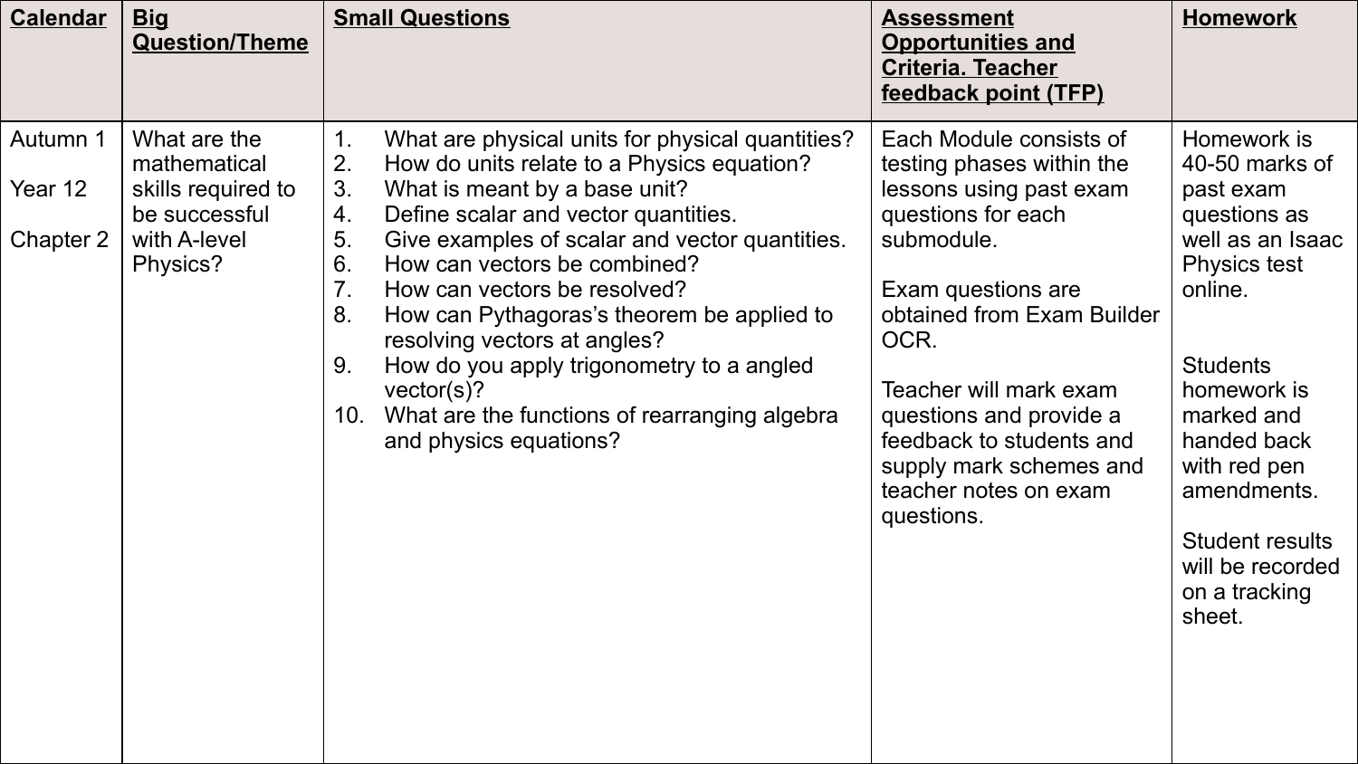| **Calendar** | **Big Question/Theme** | **Small Questions** | **Assessment Opportunities and Criteria. Teacher feedback point (TFP)** | **Homework** |
| --- | --- | --- | --- | --- |
| Autumn 1<br><br>Year 12<br><br>Chapter 2 | What are the mathematical skills required to be successful with A-level Physics? | 1. What are physical units for physical quantities?<br>2. How do units relate to a Physics equation?<br>3. What is meant by a base unit?<br>4. Define scalar and vector quantities.<br>5. Give examples of scalar and vector quantities.<br>6. How can vectors be combined?<br>7. How can vectors be resolved?<br>8. How can Pythagoras's theorem be applied to resolving vectors at angles?<br>9. How do you apply trigonometry to a angled vector(s)?<br>10. What are the functions of rearranging algebra and physics equations? | Each Module consists of testing phases within the lessons using past exam questions for each submodule.<br><br>Exam questions are obtained from Exam Builder OCR.<br><br>Teacher will mark exam questions and provide a feedback to students and supply mark schemes and teacher notes on exam questions. | Homework is 40-50 marks of past exam questions as well as an Isaac Physics test online.<br><br>Students homework is marked and handed back with red pen amendments.<br><br>Student results will be recorded on a tracking sheet. |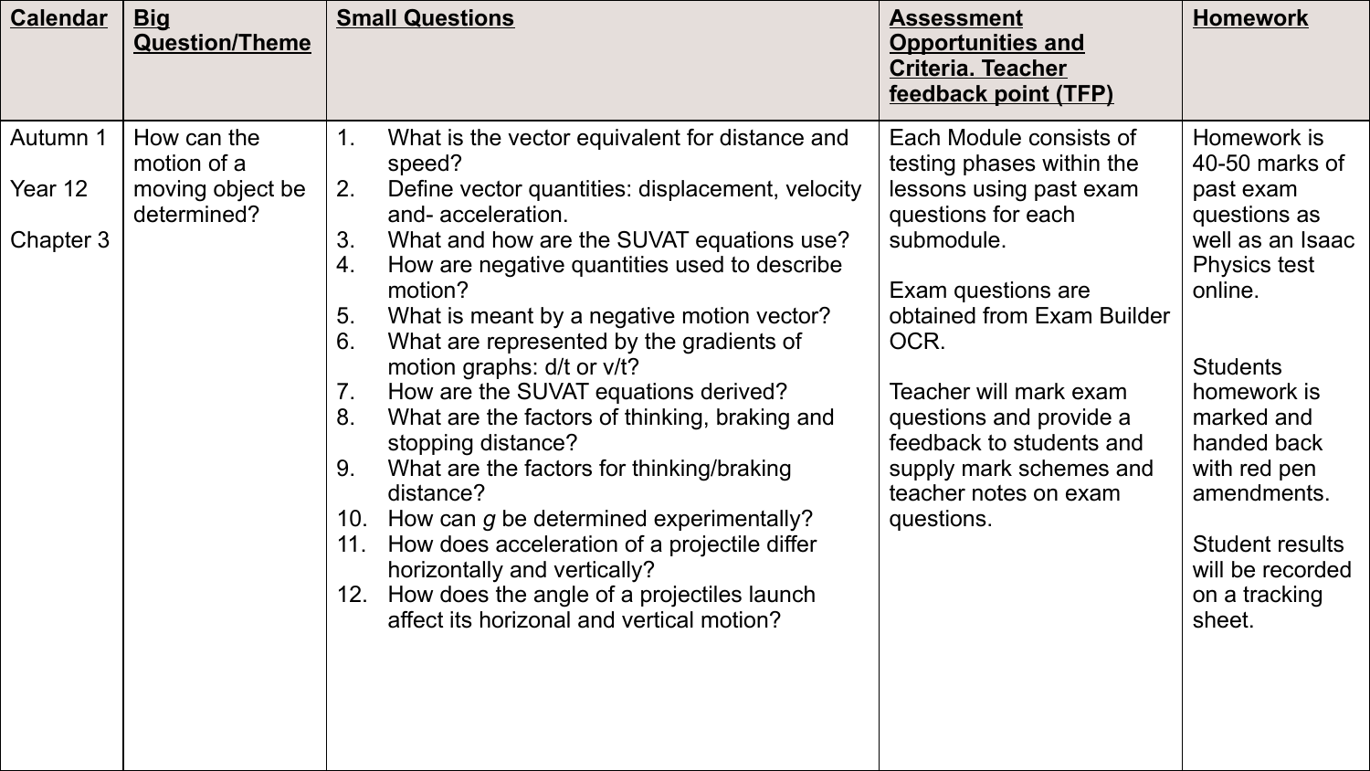| Calendar | Big Question/Theme | Small Questions | Assessment Opportunities and Criteria. Teacher feedback point (TFP) | Homework |
| --- | --- | --- | --- | --- |
| Autumn 1<br><br>Year 12<br><br>Chapter 3 | How can the motion of a moving object be determined? | 1. What is the vector equivalent for distance and speed?<br>2. Define vector quantities: displacement, velocity and- acceleration.<br>3. What and how are the SUVAT equations use?<br>4. How are negative quantities used to describe motion?<br>5. What is meant by a negative motion vector?<br>6. What are represented by the gradients of motion graphs: d/t or v/t?<br>7. How are the SUVAT equations derived?<br>8. What are the factors of thinking, braking and stopping distance?<br>9. What are the factors for thinking/braking distance?<br>10. How can *g* be determined experimentally?<br>11. How does acceleration of a projectile differ horizontally and vertically?<br>12. How does the angle of a projectiles launch affect its horizonal and vertical motion? | Each Module consists of testing phases within the lessons using past exam questions for each submodule.<br><br>Exam questions are obtained from Exam Builder OCR.<br><br>Teacher will mark exam questions and provide a feedback to students and supply mark schemes and teacher notes on exam questions. | Homework is 40-50 marks of past exam questions as well as an Isaac Physics test online.<br><br>Students homework is marked and handed back with red pen amendments.<br><br>Student results will be recorded on a tracking sheet. |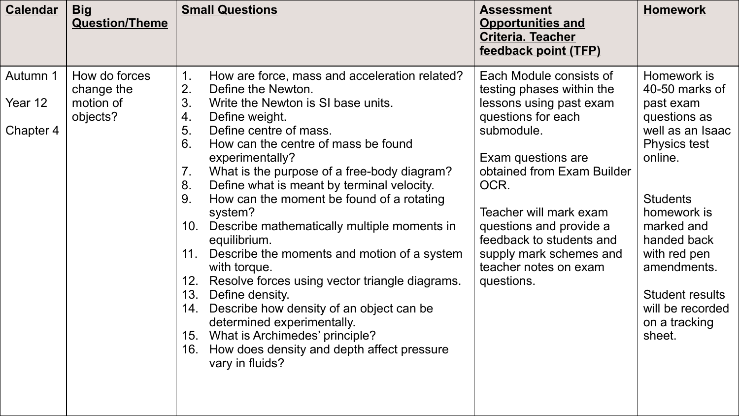| Calendar | Big Question/Theme | Small Questions | Assessment Opportunities and Criteria. Teacher feedback point (TFP) | Homework |
|---|---|---|---|---|
| Autumn 1<br><br>Year 12<br><br>Chapter 4 | How do forces change the motion of objects? | 1. How are force, mass and acceleration related?<br>2. Define the Newton.<br>3. Write the Newton is SI base units.<br>4. Define weight.<br>5. Define centre of mass.<br>6. How can the centre of mass be found experimentally?<br>7. What is the purpose of a free-body diagram?<br>8. Define what is meant by terminal velocity.<br>9. How can the moment be found of a rotating system?<br>10. Describe mathematically multiple moments in equilibrium.<br>11. Describe the moments and motion of a system with torque.<br>12. Resolve forces using vector triangle diagrams.<br>13. Define density.<br>14. Describe how density of an object can be determined experimentally.<br>15. What is Archimedes' principle?<br>16. How does density and depth affect pressure vary in fluids? | Each Module consists of testing phases within the lessons using past exam questions for each submodule.<br><br>Exam questions are obtained from Exam Builder OCR.<br><br>Teacher will mark exam questions and provide a feedback to students and supply mark schemes and teacher notes on exam questions. | Homework is 40-50 marks of past exam questions as well as an Isaac Physics test online.<br><br>Students homework is marked and handed back with red pen amendments.<br><br>Student results will be recorded on a tracking sheet. |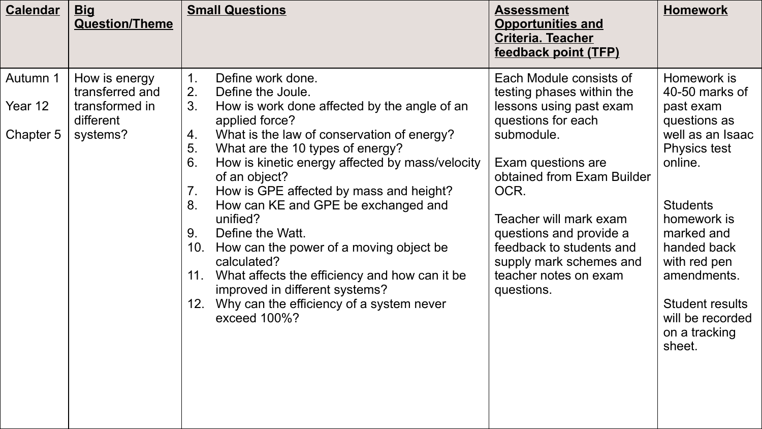| Calendar | Big Question/Theme | Small Questions | Assessment Opportunities and Criteria. Teacher feedback point (TFP) | Homework |
|---|---|---|---|---|
| Autumn 1<br><br>Year 12<br><br>Chapter 5 | How is energy transferred and transformed in different systems? | 1. Define work done.<br>2. Define the Joule.<br>3. How is work done affected by the angle of an applied force?<br>4. What is the law of conservation of energy?<br>5. What are the 10 types of energy?<br>6. How is kinetic energy affected by mass/velocity of an object?<br>7. How is GPE affected by mass and height?<br>8. How can KE and GPE be exchanged and unified?<br>9. Define the Watt.<br>10. How can the power of a moving object be calculated?<br>11. What affects the efficiency and how can it be improved in different systems?<br>12. Why can the efficiency of a system never exceed 100%? | Each Module consists of testing phases within the lessons using past exam questions for each submodule.<br><br>Exam questions are obtained from Exam Builder OCR.<br><br>Teacher will mark exam questions and provide a feedback to students and supply mark schemes and teacher notes on exam questions. | Homework is 40-50 marks of past exam questions as well as an Isaac Physics test online.<br><br>Students homework is marked and handed back with red pen amendments.<br><br>Student results will be recorded on a tracking sheet. |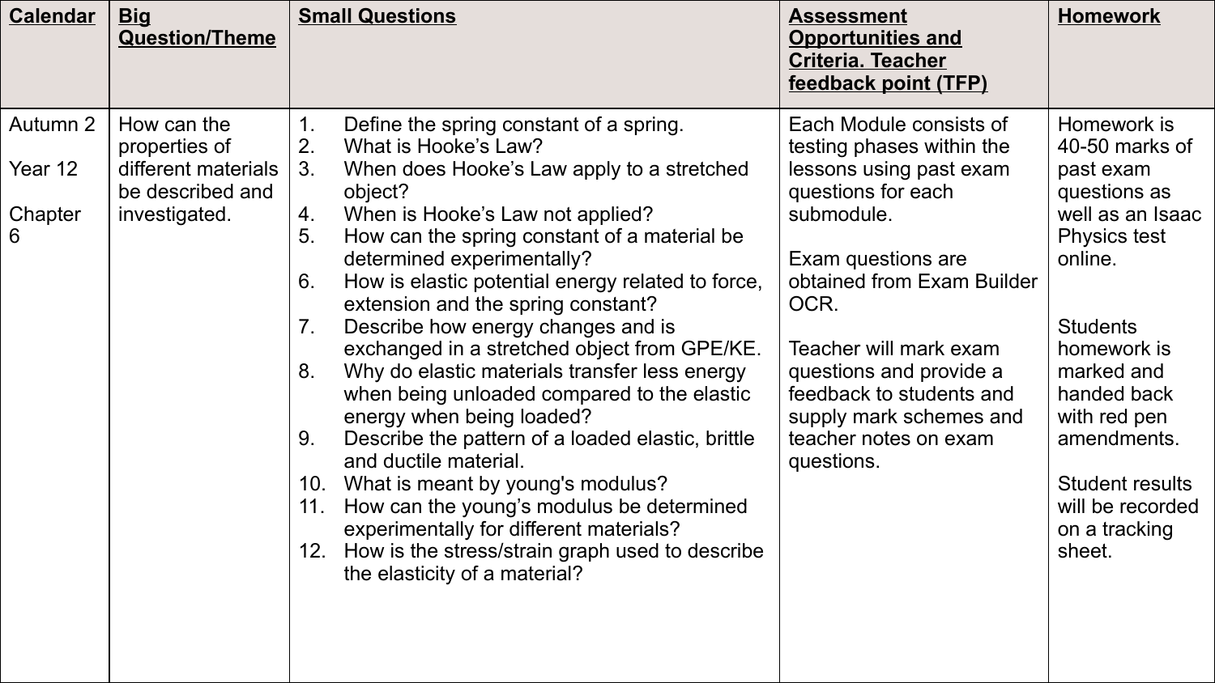| Calendar | Big Question/Theme | Small Questions | Assessment Opportunities and Criteria. Teacher feedback point (TFP) | Homework |
|---|---|---|---|---|
| Autumn 2<br><br>Year 12<br><br>Chapter 6 | How can the properties of different materials be described and investigated. | 1. Define the spring constant of a spring.<br>2. What is Hooke's Law?<br>3. When does Hooke's Law apply to a stretched object?<br>4. When is Hooke's Law not applied?<br>5. How can the spring constant of a material be determined experimentally?<br>6. How is elastic potential energy related to force, extension and the spring constant?<br>7. Describe how energy changes and is exchanged in a stretched object from GPE/KE.<br>8. Why do elastic materials transfer less energy when being unloaded compared to the elastic energy when being loaded?<br>9. Describe the pattern of a loaded elastic, brittle and ductile material.<br>10. What is meant by young's modulus?<br>11. How can the young's modulus be determined experimentally for different materials?<br>12. How is the stress/strain graph used to describe the elasticity of a material? | Each Module consists of testing phases within the lessons using past exam questions for each submodule.<br><br>Exam questions are obtained from Exam Builder OCR.<br><br>Teacher will mark exam questions and provide a feedback to students and supply mark schemes and teacher notes on exam questions. | Homework is 40-50 marks of past exam questions as well as an Isaac Physics test online.<br><br>Students homework is marked and handed back with red pen amendments.<br><br>Student results will be recorded on a tracking sheet. |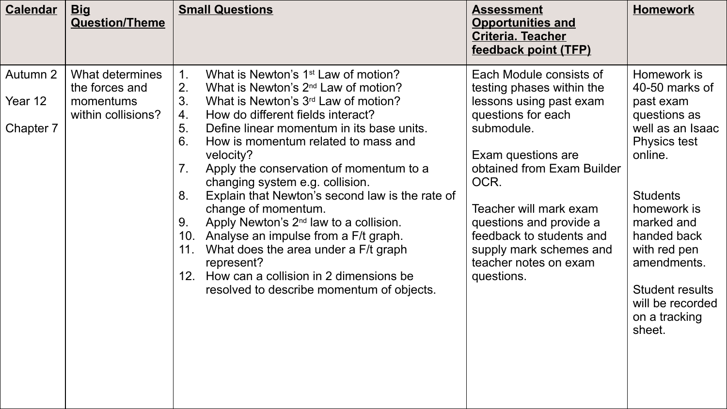| Calendar | Big Question/Theme | Small Questions | Assessment Opportunities and Criteria. Teacher feedback point (TFP) | Homework |
| --- | --- | --- | --- | --- |
| Autumn 2<br><br>Year 12<br><br>Chapter 7 | What determines the forces and momentums within collisions? | 1. What is Newton's 1st Law of motion?<br>2. What is Newton's 2nd Law of motion?<br>3. What is Newton's 3rd Law of motion?<br>4. How do different fields interact?<br>5. Define linear momentum in its base units.<br>6. How is momentum related to mass and velocity?<br>7. Apply the conservation of momentum to a changing system e.g. collision.<br>8. Explain that Newton's second law is the rate of change of momentum.<br>9. Apply Newton's 2nd law to a collision.<br>10. Analyse an impulse from a F/t graph.<br>11. What does the area under a F/t graph represent?<br>12. How can a collision in 2 dimensions be resolved to describe momentum of objects. | Each Module consists of testing phases within the lessons using past exam questions for each submodule.<br><br>Exam questions are obtained from Exam Builder OCR.<br><br>Teacher will mark exam questions and provide a feedback to students and supply mark schemes and teacher notes on exam questions. | Homework is 40-50 marks of past exam questions as well as an Isaac Physics test online.<br><br>Students homework is marked and handed back with red pen amendments.<br><br>Student results will be recorded on a tracking sheet. |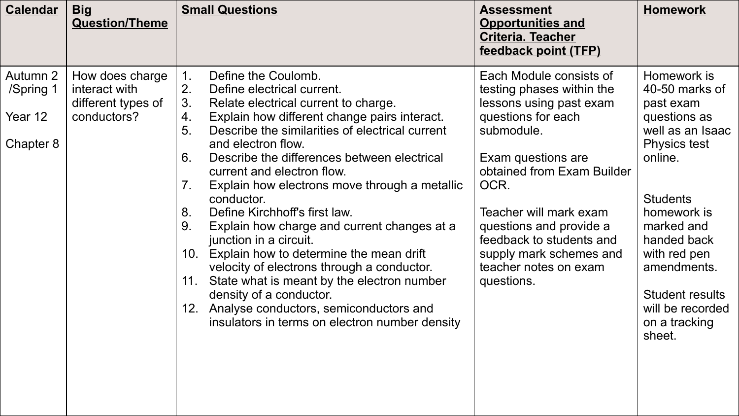| Calendar | Big Question/Theme | Small Questions | Assessment Opportunities and Criteria. Teacher feedback point (TFP) | Homework |
|---|---|---|---|---|
| Autumn 2 /Spring 1<br><br>Year 12<br><br>Chapter 8 | How does charge interact with different types of conductors? | 1. Define the Coulomb.<br>2. Define electrical current.<br>3. Relate electrical current to charge.<br>4. Explain how different change pairs interact.<br>5. Describe the similarities of electrical current and electron flow.<br>6. Describe the differences between electrical current and electron flow.<br>7. Explain how electrons move through a metallic conductor.<br>8. Define Kirchhoff's first law.<br>9. Explain how charge and current changes at a junction in a circuit.<br>10. Explain how to determine the mean drift velocity of electrons through a conductor.<br>11. State what is meant by the electron number density of a conductor.<br>12. Analyse conductors, semiconductors and insulators in terms on electron number density | Each Module consists of testing phases within the lessons using past exam questions for each submodule.<br><br>Exam questions are obtained from Exam Builder OCR.<br><br>Teacher will mark exam questions and provide a feedback to students and supply mark schemes and teacher notes on exam questions. | Homework is 40-50 marks of past exam questions as well as an Isaac Physics test online.<br><br>Students homework is marked and handed back with red pen amendments.<br><br>Student results will be recorded on a tracking sheet. |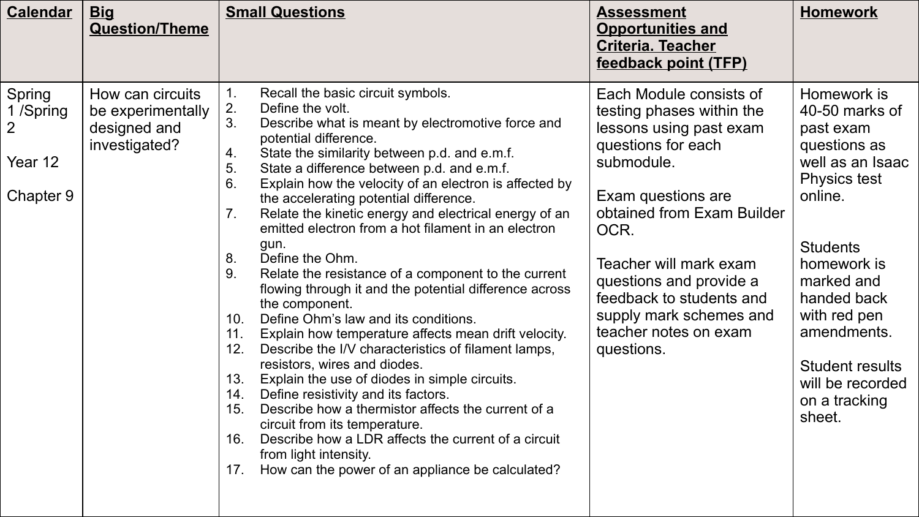| Calendar | Big Question/Theme | Small Questions | Assessment Opportunities and Criteria. Teacher feedback point (TFP) | Homework |
|---|---|---|---|---|
| Spring 1 /Spring 2<br><br>Year 12<br><br>Chapter 9 | How can circuits be experimentally designed and investigated? | 1. Recall the basic circuit symbols.<br>2. Define the volt.<br>3. Describe what is meant by electromotive force and potential difference.<br>4. State the similarity between p.d. and e.m.f.<br>5. State a difference between p.d. and e.m.f.<br>6. Explain how the velocity of an electron is affected by the accelerating potential difference.<br>7. Relate the kinetic energy and electrical energy of an emitted electron from a hot filament in an electron gun.<br>8. Define the Ohm.<br>9. Relate the resistance of a component to the current flowing through it and the potential difference across the component.<br>10. Define Ohm's law and its conditions.<br>11. Explain how temperature affects mean drift velocity.<br>12. Describe the I/V characteristics of filament lamps, resistors, wires and diodes.<br>13. Explain the use of diodes in simple circuits.<br>14. Define resistivity and its factors.<br>15. Describe how a thermistor affects the current of a circuit from its temperature.<br>16. Describe how a LDR affects the current of a circuit from light intensity.<br>17. How can the power of an appliance be calculated? | Each Module consists of testing phases within the lessons using past exam questions for each submodule.<br><br>Exam questions are obtained from Exam Builder OCR.<br><br>Teacher will mark exam questions and provide a feedback to students and supply mark schemes and teacher notes on exam questions. | Homework is 40-50 marks of past exam questions as well as an Isaac Physics test online.<br><br>Students homework is marked and handed back with red pen amendments.<br><br>Student results will be recorded on a tracking sheet. |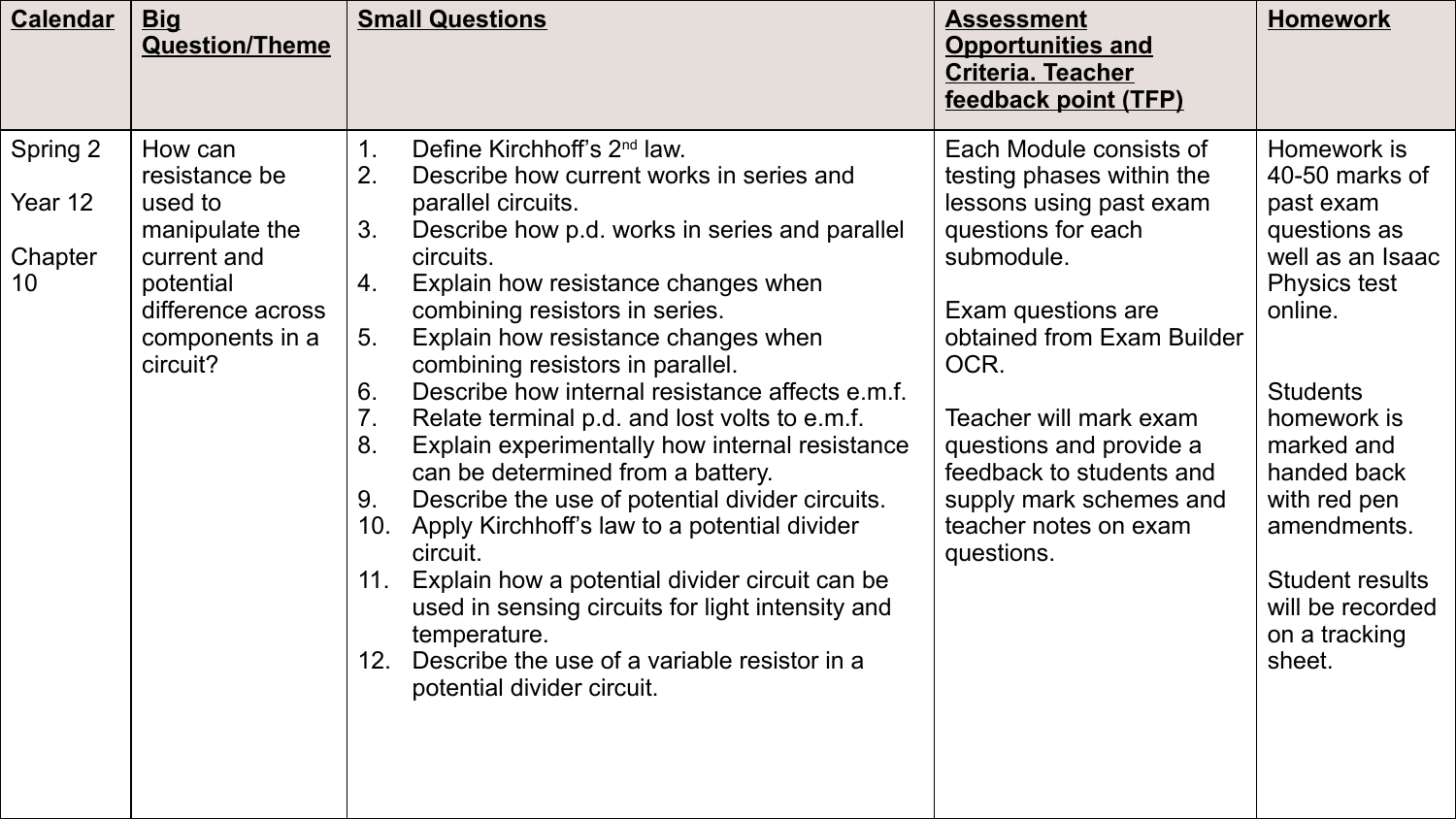| Calendar | Big Question/Theme | Small Questions | Assessment Opportunities and Criteria. Teacher feedback point (TFP) | Homework |
| --- | --- | --- | --- | --- |
| Spring 2<br><br>Year 12<br><br>Chapter 10 | How can resistance be used to manipulate the current and potential difference across components in a circuit? | 1. Define Kirchhoff's 2nd law.<br>2. Describe how current works in series and parallel circuits.<br>3. Describe how p.d. works in series and parallel circuits.<br>4. Explain how resistance changes when combining resistors in series.<br>5. Explain how resistance changes when combining resistors in parallel.<br>6. Describe how internal resistance affects e.m.f.<br>7. Relate terminal p.d. and lost volts to e.m.f.<br>8. Explain experimentally how internal resistance can be determined from a battery.<br>9. Describe the use of potential divider circuits.<br>10. Apply Kirchhoff's law to a potential divider circuit.<br>11. Explain how a potential divider circuit can be used in sensing circuits for light intensity and temperature.<br>12. Describe the use of a variable resistor in a potential divider circuit. | Each Module consists of testing phases within the lessons using past exam questions for each submodule.<br><br>Exam questions are obtained from Exam Builder OCR.<br><br>Teacher will mark exam questions and provide a feedback to students and supply mark schemes and teacher notes on exam questions. | Homework is 40-50 marks of past exam questions as well as an Isaac Physics test online.<br><br>Students homework is marked and handed back with red pen amendments.<br><br>Student results will be recorded on a tracking sheet. |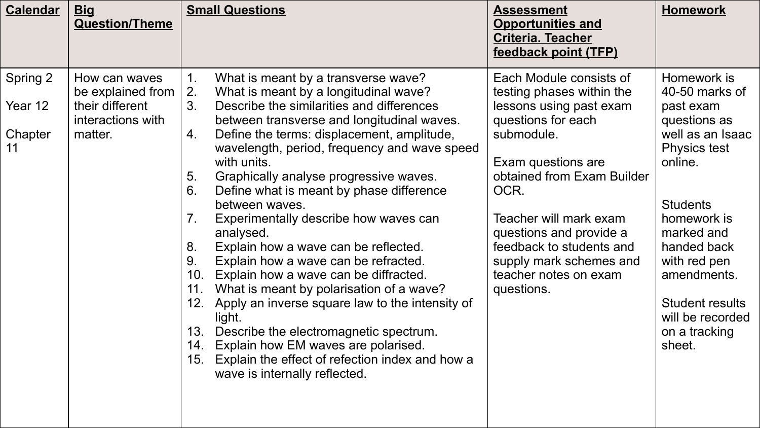| Calendar | Big Question/Theme | Small Questions | Assessment Opportunities and Criteria. Teacher feedback point (TFP) | Homework |
|---|---|---|---|---|
| Spring 2<br><br>Year 12<br><br>Chapter 11 | How can waves be explained from their different interactions with matter. | 1. What is meant by a transverse wave?<br>2. What is meant by a longitudinal wave?<br>3. Describe the similarities and differences between transverse and longitudinal waves.<br>4. Define the terms: displacement, amplitude, wavelength, period, frequency and wave speed with units.<br>5. Graphically analyse progressive waves.<br>6. Define what is meant by phase difference between waves.<br>7. Experimentally describe how waves can analysed.<br>8. Explain how a wave can be reflected.<br>9. Explain how a wave can be refracted.<br>10. Explain how a wave can be diffracted.<br>11. What is meant by polarisation of a wave?<br>12. Apply an inverse square law to the intensity of light.<br>13. Describe the electromagnetic spectrum.<br>14. Explain how EM waves are polarised.<br>15. Explain the effect of refection index and how a wave is internally reflected. | Each Module consists of testing phases within the lessons using past exam questions for each submodule.<br><br>Exam questions are obtained from Exam Builder OCR.<br><br>Teacher will mark exam questions and provide a feedback to students and supply mark schemes and teacher notes on exam questions. | Homework is 40-50 marks of past exam questions as well as an Isaac Physics test online.<br><br>Students homework is marked and handed back with red pen amendments.<br><br>Student results will be recorded on a tracking sheet. |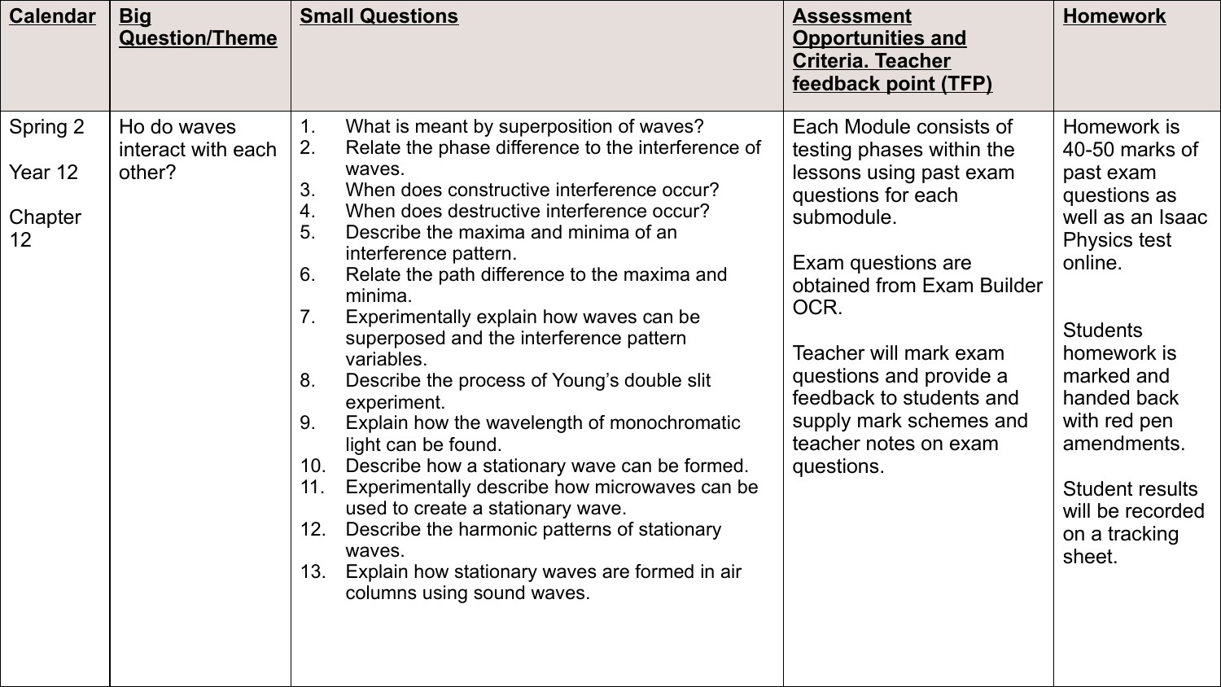| Calendar | Big Question/Theme | Small Questions | Assessment Opportunities and Criteria. Teacher feedback point (TFP) | Homework |
| --- | --- | --- | --- | --- |
| Spring 2<br><br>Year 12<br><br>Chapter 12 | Ho do waves interact with each other? | 1. What is meant by superposition of waves?<br>2. Relate the phase difference to the interference of waves.<br>3. When does constructive interference occur?<br>4. When does destructive interference occur?<br>5. Describe the maxima and minima of an interference pattern.<br>6. Relate the path difference to the maxima and minima.<br>7. Experimentally explain how waves can be superposed and the interference pattern variables.<br>8. Describe the process of Young's double slit experiment.<br>9. Explain how the wavelength of monochromatic light can be found.<br>10. Describe how a stationary wave can be formed.<br>11. Experimentally describe how microwaves can be used to create a stationary wave.<br>12. Describe the harmonic patterns of stationary waves.<br>13. Explain how stationary waves are formed in air columns using sound waves. | Each Module consists of testing phases within the lessons using past exam questions for each submodule.<br><br>Exam questions are obtained from Exam Builder OCR.<br><br>Teacher will mark exam questions and provide a feedback to students and supply mark schemes and teacher notes on exam questions. | Homework is 40-50 marks of past exam questions as well as an Isaac Physics test online.<br><br>Students homework is marked and handed back with red pen amendments.<br><br>Student results will be recorded on a tracking sheet. |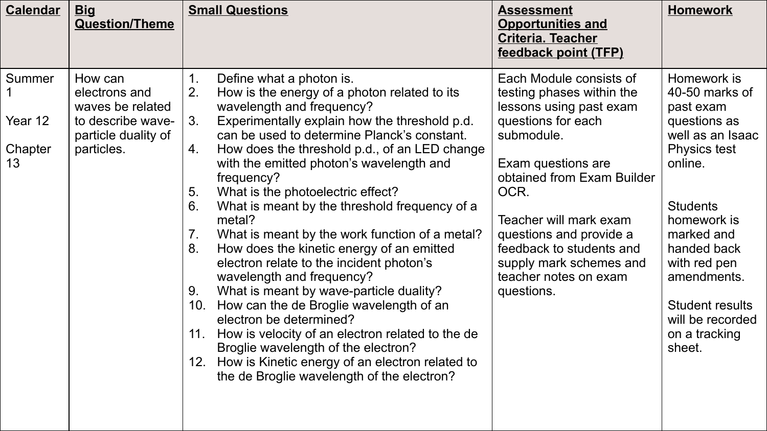| Calendar | Big Question/Theme | Small Questions | Assessment Opportunities and Criteria. Teacher feedback point (TFP) | Homework |
|---|---|---|---|---|
| Summer 1<br><br>Year 12<br><br>Chapter 13 | How can electrons and waves be related to describe wave-particle duality of particles. | 1. Define what a photon is.<br>2. How is the energy of a photon related to its wavelength and frequency?<br>3. Experimentally explain how the threshold p.d. can be used to determine Planck's constant.<br>4. How does the threshold p.d., of an LED change with the emitted photon's wavelength and frequency?<br>5. What is the photoelectric effect?<br>6. What is meant by the threshold frequency of a metal?<br>7. What is meant by the work function of a metal?<br>8. How does the kinetic energy of an emitted electron relate to the incident photon's wavelength and frequency?<br>9. What is meant by wave-particle duality?<br>10. How can the de Broglie wavelength of an electron be determined?<br>11. How is velocity of an electron related to the de Broglie wavelength of the electron?<br>12. How is Kinetic energy of an electron related to the de Broglie wavelength of the electron? | Each Module consists of testing phases within the lessons using past exam questions for each submodule.<br><br>Exam questions are obtained from Exam Builder OCR.<br><br>Teacher will mark exam questions and provide a feedback to students and supply mark schemes and teacher notes on exam questions. | Homework is 40-50 marks of past exam questions as well as an Isaac Physics test online.<br><br>Students homework is marked and handed back with red pen amendments.<br><br>Student results will be recorded on a tracking sheet. |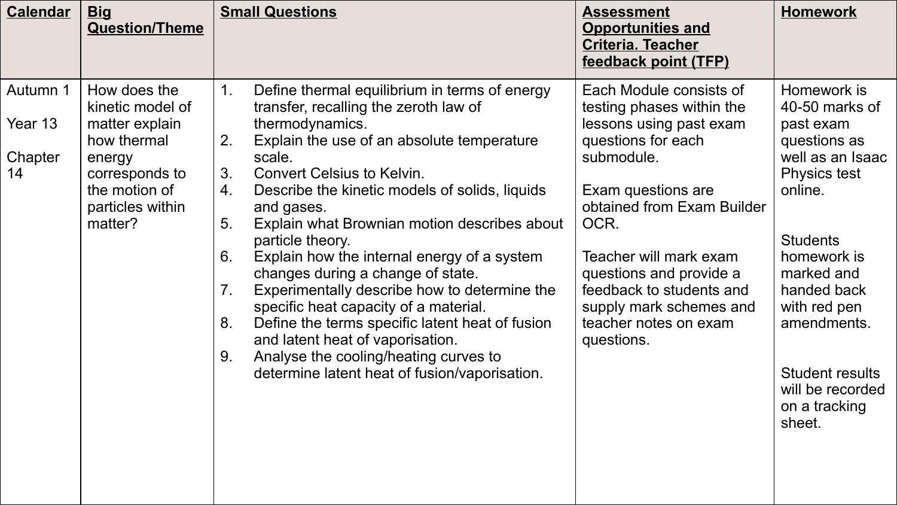| Calendar | Big Question/Theme | Small Questions | Assessment Opportunities and Criteria. Teacher feedback point (TFP) | Homework |
| --- | --- | --- | --- | --- |
| Autumn 1<br><br>Year 13<br><br>Chapter 14 | How does the kinetic model of matter explain how thermal energy corresponds to the motion of particles within matter? | 1. Define thermal equilibrium in terms of energy transfer, recalling the zeroth law of thermodynamics.<br>2. Explain the use of an absolute temperature scale.<br>3. Convert Celsius to Kelvin.<br>4. Describe the kinetic models of solids, liquids and gases.<br>5. Explain what Brownian motion describes about particle theory.<br>6. Explain how the internal energy of a system changes during a change of state.<br>7. Experimentally describe how to determine the specific heat capacity of a material.<br>8. Define the terms specific latent heat of fusion and latent heat of vaporisation.<br>9. Analyse the cooling/heating curves to determine latent heat of fusion/vaporisation. | Each Module consists of testing phases within the lessons using past exam questions for each submodule.<br><br>Exam questions are obtained from Exam Builder OCR.<br><br>Teacher will mark exam questions and provide a feedback to students and supply mark schemes and teacher notes on exam questions. | Homework is 40-50 marks of past exam questions as well as an Isaac Physics test online.<br><br>Students homework is marked and handed back with red pen amendments.<br><br>Student results will be recorded on a tracking sheet. |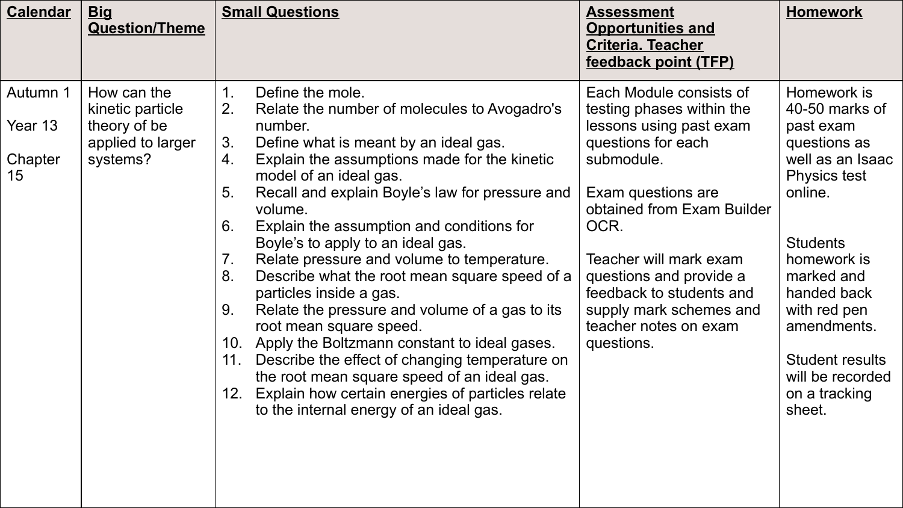| Calendar | Big Question/Theme | Small Questions | Assessment Opportunities and Criteria. Teacher feedback point (TFP) | Homework |
|---|---|---|---|---|
| Autumn 1<br><br>Year 13<br><br>Chapter 15 | How can the kinetic particle theory of be applied to larger systems? | 1. Define the mole.<br>2. Relate the number of molecules to Avogadro's number.<br>3. Define what is meant by an ideal gas.<br>4. Explain the assumptions made for the kinetic model of an ideal gas.<br>5. Recall and explain Boyle's law for pressure and volume.<br>6. Explain the assumption and conditions for Boyle's to apply to an ideal gas.<br>7. Relate pressure and volume to temperature.<br>8. Describe what the root mean square speed of a particles inside a gas.<br>9. Relate the pressure and volume of a gas to its root mean square speed.<br>10. Apply the Boltzmann constant to ideal gases.<br>11. Describe the effect of changing temperature on the root mean square speed of an ideal gas.<br>12. Explain how certain energies of particles relate to the internal energy of an ideal gas. | Each Module consists of testing phases within the lessons using past exam questions for each submodule.<br><br>Exam questions are obtained from Exam Builder OCR.<br><br>Teacher will mark exam questions and provide a feedback to students and supply mark schemes and teacher notes on exam questions. | Homework is 40-50 marks of past exam questions as well as an Isaac Physics test online.<br><br>Students homework is marked and handed back with red pen amendments.<br><br>Student results will be recorded on a tracking sheet. |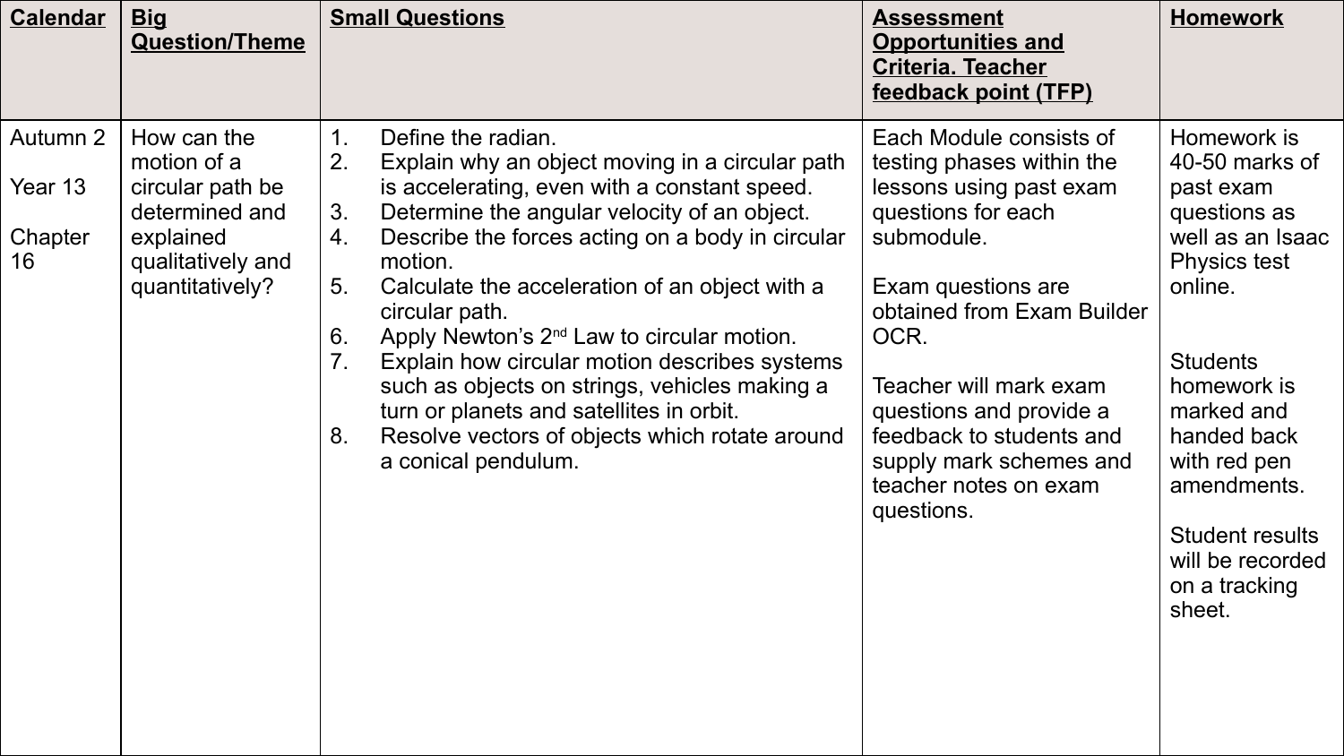| Calendar | Big Question/Theme | Small Questions | Assessment Opportunities and Criteria. Teacher feedback point (TFP) | Homework |
|---|---|---|---|---|
| Autumn 2<br><br>Year 13<br><br>Chapter 16 | How can the motion of a circular path be determined and explained qualitatively and quantitatively? | 1. Define the radian.<br>2. Explain why an object moving in a circular path is accelerating, even with a constant speed.<br>3. Determine the angular velocity of an object.<br>4. Describe the forces acting on a body in circular motion.<br>5. Calculate the acceleration of an object with a circular path.<br>6. Apply Newton's 2nd Law to circular motion.<br>7. Explain how circular motion describes systems such as objects on strings, vehicles making a turn or planets and satellites in orbit.<br>8. Resolve vectors of objects which rotate around a conical pendulum. | Each Module consists of testing phases within the lessons using past exam questions for each submodule.<br><br>Exam questions are obtained from Exam Builder OCR.<br><br>Teacher will mark exam questions and provide a feedback to students and supply mark schemes and teacher notes on exam questions. | Homework is 40-50 marks of past exam questions as well as an Isaac Physics test online.<br><br>Students homework is marked and handed back with red pen amendments.<br><br>Student results will be recorded on a tracking sheet. |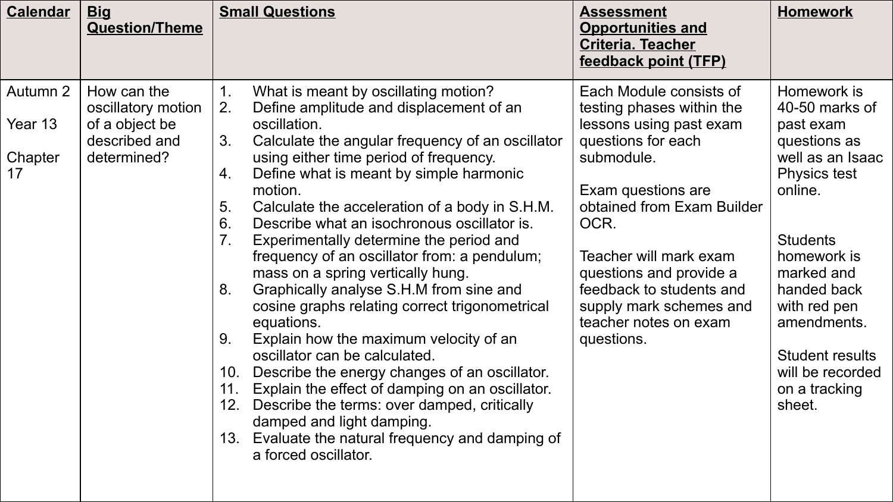| Calendar | Big Question/Theme | Small Questions | Assessment Opportunities and Criteria. Teacher feedback point (TFP) | Homework |
|---|---|---|---|---|
| Autumn 2<br><br>Year 13<br><br>Chapter 17 | How can the oscillatory motion of a object be described and determined? | 1. What is meant by oscillating motion?<br>2. Define amplitude and displacement of an oscillation.<br>3. Calculate the angular frequency of an oscillator using either time period of frequency.<br>4. Define what is meant by simple harmonic motion.<br>5. Calculate the acceleration of a body in S.H.M.<br>6. Describe what an isochronous oscillator is.<br>7. Experimentally determine the period and frequency of an oscillator from: a pendulum; mass on a spring vertically hung.<br>8. Graphically analyse S.H.M from sine and cosine graphs relating correct trigonometrical equations.<br>9. Explain how the maximum velocity of an oscillator can be calculated.<br>10. Describe the energy changes of an oscillator.<br>11. Explain the effect of damping on an oscillator.<br>12. Describe the terms: over damped, critically damped and light damping.<br>13. Evaluate the natural frequency and damping of a forced oscillator. | Each Module consists of testing phases within the lessons using past exam questions for each submodule.<br><br>Exam questions are obtained from Exam Builder OCR.<br><br>Teacher will mark exam questions and provide a feedback to students and supply mark schemes and teacher notes on exam questions. | Homework is 40-50 marks of past exam questions as well as an Isaac Physics test online.<br><br>Students homework is marked and handed back with red pen amendments.<br><br>Student results will be recorded on a tracking sheet. |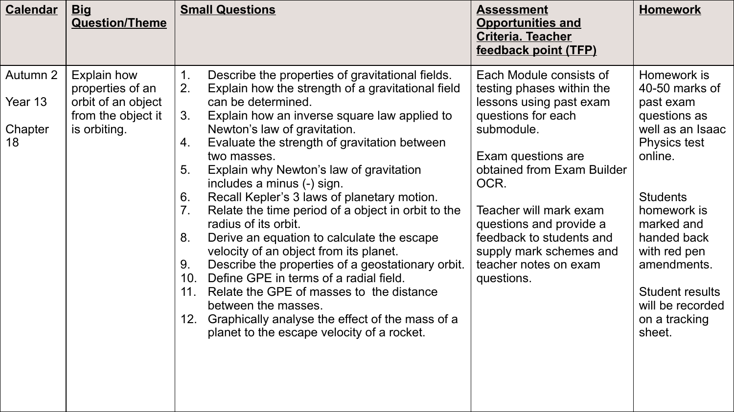| Calendar | Big Question/Theme | Small Questions | Assessment Opportunities and Criteria. Teacher feedback point (TFP) | Homework |
| --- | --- | --- | --- | --- |
| Autumn 2<br><br>Year 13<br><br>Chapter 18 | Explain how properties of an orbit of an object from the object it is orbiting. | 1. Describe the properties of gravitational fields.<br>2. Explain how the strength of a gravitational field can be determined.<br>3. Explain how an inverse square law applied to Newton's law of gravitation.<br>4. Evaluate the strength of gravitation between two masses.<br>5. Explain why Newton's law of gravitation includes a minus (-) sign.<br>6. Recall Kepler's 3 laws of planetary motion.<br>7. Relate the time period of a object in orbit to the radius of its orbit.<br>8. Derive an equation to calculate the escape velocity of an object from its planet.<br>9. Describe the properties of a geostationary orbit.<br>10. Define GPE in terms of a radial field.<br>11. Relate the GPE of masses to the distance between the masses.<br>12. Graphically analyse the effect of the mass of a planet to the escape velocity of a rocket. | Each Module consists of testing phases within the lessons using past exam questions for each submodule.<br><br>Exam questions are obtained from Exam Builder OCR.<br><br>Teacher will mark exam questions and provide a feedback to students and supply mark schemes and teacher notes on exam questions. | Homework is 40-50 marks of past exam questions as well as an Isaac Physics test online.<br><br>Students homework is marked and handed back with red pen amendments.<br><br>Student results will be recorded on a tracking sheet. |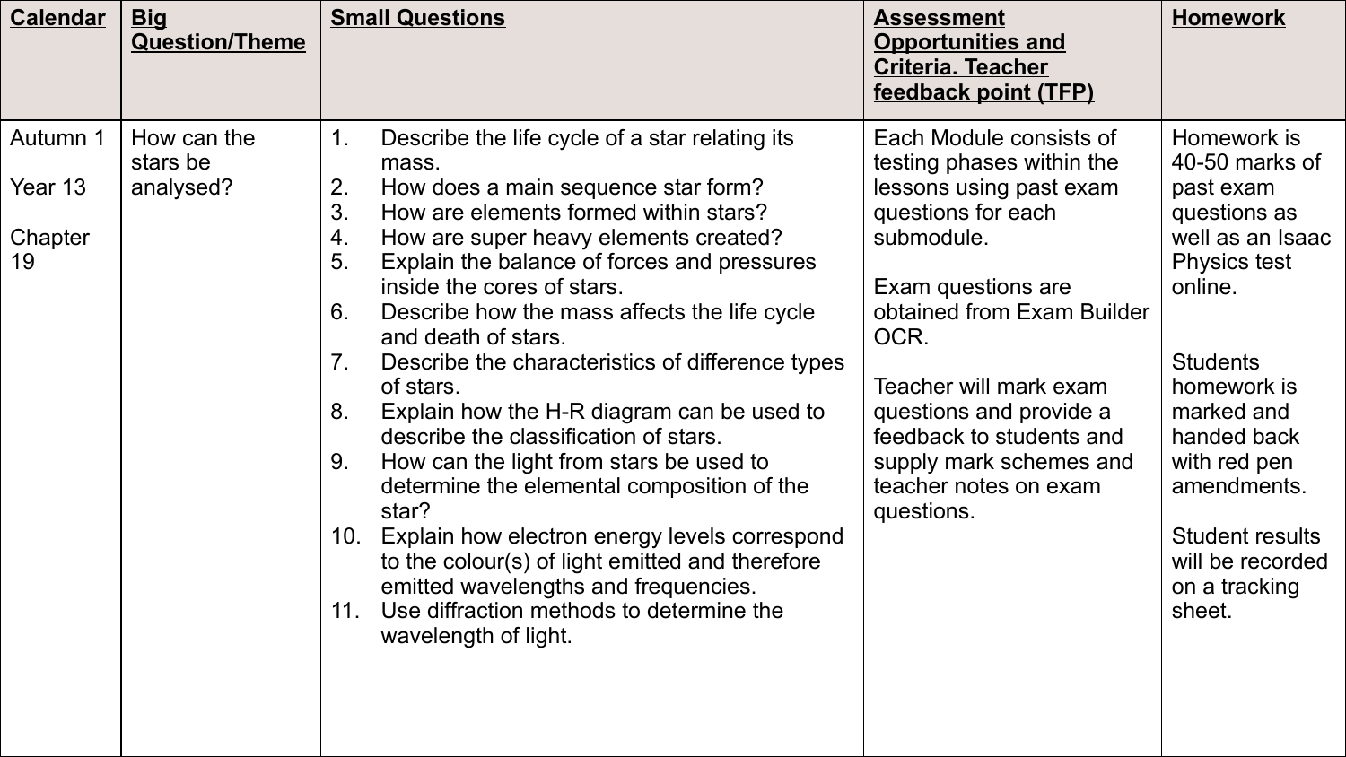| Calendar | Big Question/Theme | Small Questions | Assessment Opportunities and Criteria. Teacher feedback point (TFP) | Homework |
|---|---|---|---|---|
| Autumn 1<br><br>Year 13<br><br>Chapter 19 | How can the stars be analysed? | 1. Describe the life cycle of a star relating its mass.<br>2. How does a main sequence star form?<br>3. How are elements formed within stars?<br>4. How are super heavy elements created?<br>5. Explain the balance of forces and pressures inside the cores of stars.<br>6. Describe how the mass affects the life cycle and death of stars.<br>7. Describe the characteristics of difference types of stars.<br>8. Explain how the H-R diagram can be used to describe the classification of stars.<br>9. How can the light from stars be used to determine the elemental composition of the star?<br>10. Explain how electron energy levels correspond to the colour(s) of light emitted and therefore emitted wavelengths and frequencies.<br>11. Use diffraction methods to determine the wavelength of light. | Each Module consists of testing phases within the lessons using past exam questions for each submodule.<br><br>Exam questions are obtained from Exam Builder OCR.<br><br>Teacher will mark exam questions and provide a feedback to students and supply mark schemes and teacher notes on exam questions. | Homework is 40-50 marks of past exam questions as well as an Isaac Physics test online.<br><br>Students homework is marked and handed back with red pen amendments.<br><br>Student results will be recorded on a tracking sheet. |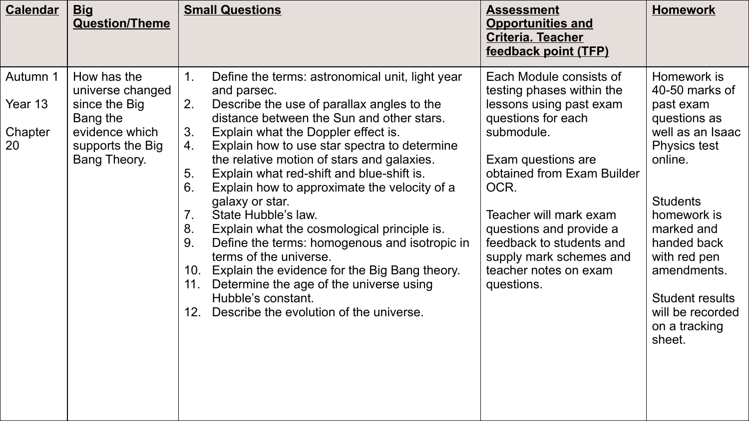| **Calendar** | **Big Question/Theme** | **Small Questions** | **Assessment Opportunities and Criteria. Teacher feedback point (TFP)** | **Homework** |
| --- | --- | --- | --- | --- |
| Autumn 1<br><br>Year 13<br><br>Chapter 20 | How has the universe changed since the Big Bang the evidence which supports the Big Bang Theory. | 1. Define the terms: astronomical unit, light year and parsec.<br>2. Describe the use of parallax angles to the distance between the Sun and other stars.<br>3. Explain what the Doppler effect is.<br>4. Explain how to use star spectra to determine the relative motion of stars and galaxies.<br>5. Explain what red-shift and blue-shift is.<br>6. Explain how to approximate the velocity of a galaxy or star.<br>7. State Hubble's law.<br>8. Explain what the cosmological principle is.<br>9. Define the terms: homogenous and isotropic in terms of the universe.<br>10. Explain the evidence for the Big Bang theory.<br>11. Determine the age of the universe using Hubble's constant.<br>12. Describe the evolution of the universe. | Each Module consists of testing phases within the lessons using past exam questions for each submodule.<br><br>Exam questions are obtained from Exam Builder OCR.<br><br>Teacher will mark exam questions and provide a feedback to students and supply mark schemes and teacher notes on exam questions. | Homework is 40-50 marks of past exam questions as well as an Isaac Physics test online.<br><br>Students homework is marked and handed back with red pen amendments.<br><br>Student results will be recorded on a tracking sheet. |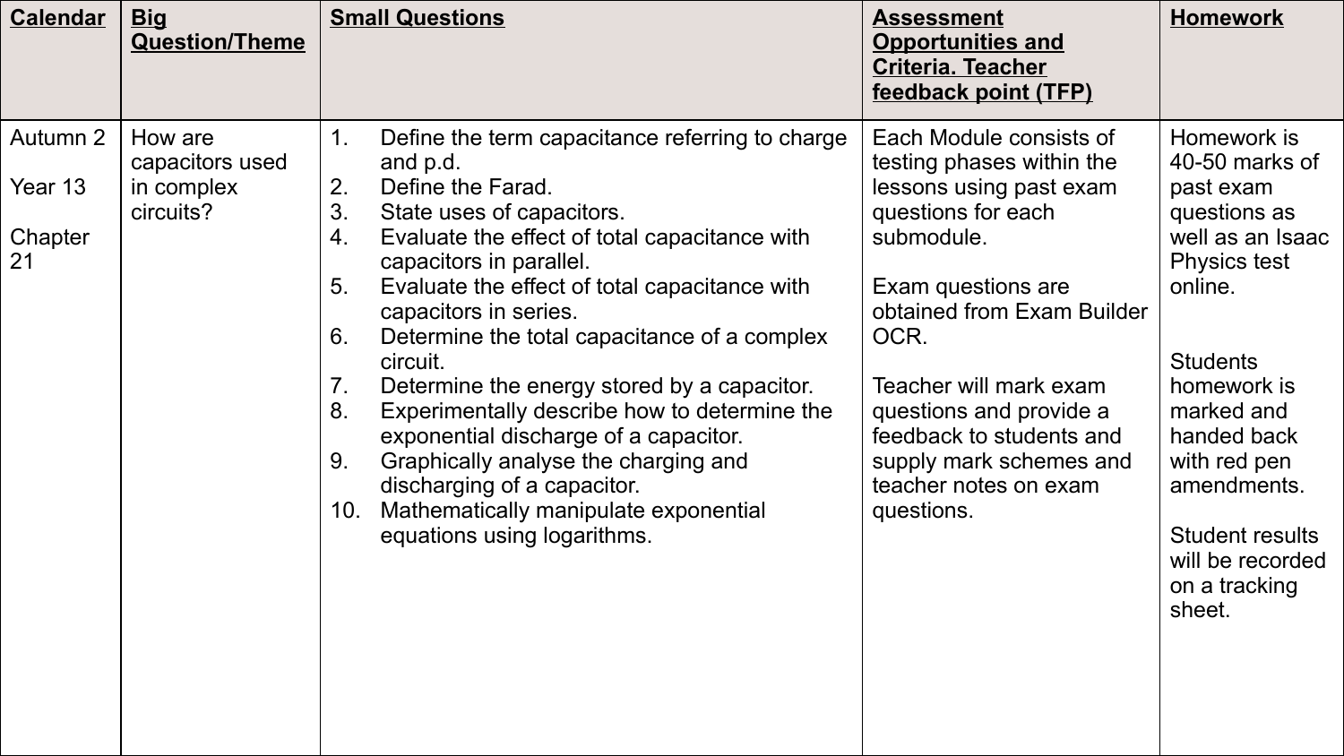| Calendar | Big Question/Theme | Small Questions | Assessment Opportunities and Criteria. Teacher feedback point (TFP) | Homework |
| --- | --- | --- | --- | --- |
| Autumn 2<br><br>Year 13<br><br>Chapter 21 | How are capacitors used in complex circuits? | 1. Define the term capacitance referring to charge and p.d.<br>2. Define the Farad.<br>3. State uses of capacitors.<br>4. Evaluate the effect of total capacitance with capacitors in parallel.<br>5. Evaluate the effect of total capacitance with capacitors in series.<br>6. Determine the total capacitance of a complex circuit.<br>7. Determine the energy stored by a capacitor.<br>8. Experimentally describe how to determine the exponential discharge of a capacitor.<br>9. Graphically analyse the charging and discharging of a capacitor.<br>10. Mathematically manipulate exponential equations using logarithms. | Each Module consists of testing phases within the lessons using past exam questions for each submodule.<br><br>Exam questions are obtained from Exam Builder OCR.<br><br>Teacher will mark exam questions and provide a feedback to students and supply mark schemes and teacher notes on exam questions. | Homework is 40-50 marks of past exam questions as well as an Isaac Physics test online.<br><br>Students homework is marked and handed back with red pen amendments.<br><br>Student results will be recorded on a tracking sheet. |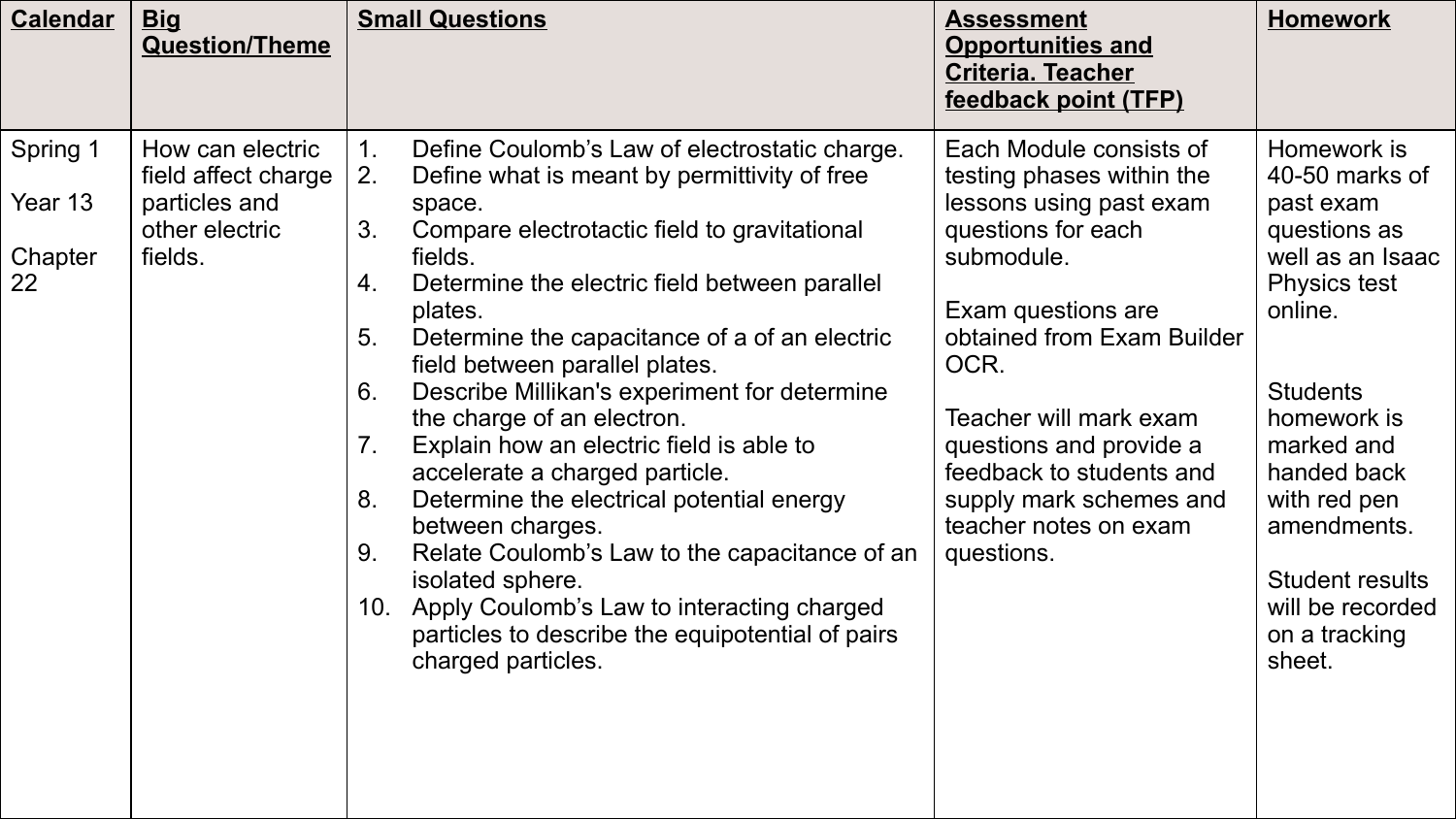| Calendar | Big Question/Theme | Small Questions | Assessment Opportunities and Criteria. Teacher feedback point (TFP) | Homework |
|---|---|---|---|---|
| Spring 1<br><br>Year 13<br><br>Chapter 22 | How can electric field affect charge particles and other electric fields. | 1. Define Coulomb's Law of electrostatic charge.<br>2. Define what is meant by permittivity of free space.<br>3. Compare electrotactic field to gravitational fields.<br>4. Determine the electric field between parallel plates.<br>5. Determine the capacitance of a of an electric field between parallel plates.<br>6. Describe Millikan's experiment for determine the charge of an electron.<br>7. Explain how an electric field is able to accelerate a charged particle.<br>8. Determine the electrical potential energy between charges.<br>9. Relate Coulomb's Law to the capacitance of an isolated sphere.<br>10. Apply Coulomb's Law to interacting charged particles to describe the equipotential of pairs charged particles. | Each Module consists of testing phases within the lessons using past exam questions for each submodule.<br><br>Exam questions are obtained from Exam Builder OCR.<br><br>Teacher will mark exam questions and provide a feedback to students and supply mark schemes and teacher notes on exam questions. | Homework is 40-50 marks of past exam questions as well as an Isaac Physics test online.<br><br>Students homework is marked and handed back with red pen amendments.<br><br>Student results will be recorded on a tracking sheet. |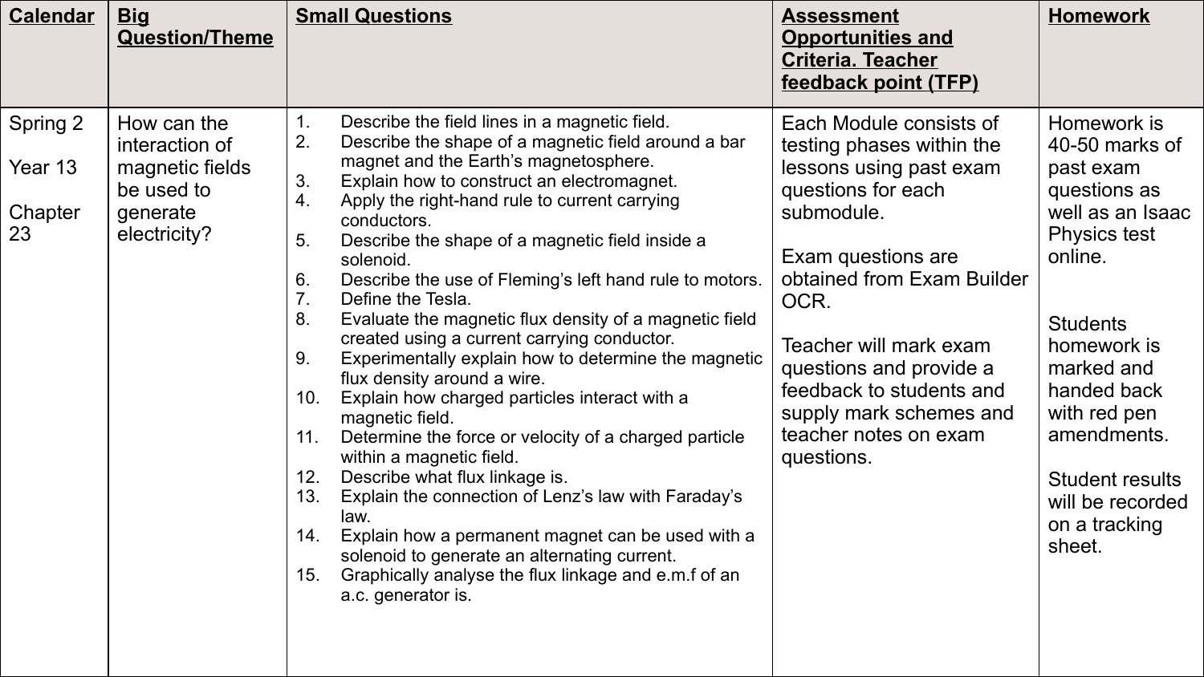| Calendar | Big Question/Theme | Small Questions | Assessment Opportunities and Criteria. Teacher feedback point (TFP) | Homework |
|---|---|---|---|---|
| Spring 2<br><br>Year 13<br><br>Chapter 23 | How can the interaction of magnetic fields be used to generate electricity? | 1. Describe the field lines in a magnetic field.<br>2. Describe the shape of a magnetic field around a bar magnet and the Earth's magnetosphere.<br>3. Explain how to construct an electromagnet.<br>4. Apply the right-hand rule to current carrying conductors.<br>5. Describe the shape of a magnetic field inside a solenoid.<br>6. Describe the use of Fleming's left hand rule to motors.<br>7. Define the Tesla.<br>8. Evaluate the magnetic flux density of a magnetic field created using a current carrying conductor.<br>9. Experimentally explain how to determine the magnetic flux density around a wire.<br>10. Explain how charged particles interact with a magnetic field.<br>11. Determine the force or velocity of a charged particle within a magnetic field.<br>12. Describe what flux linkage is.<br>13. Explain the connection of Lenz's law with Faraday's law.<br>14. Explain how a permanent magnet can be used with a solenoid to generate an alternating current.<br>15. Graphically analyse the flux linkage and e.m.f of an a.c. generator is. | Each Module consists of testing phases within the lessons using past exam questions for each submodule.<br><br>Exam questions are obtained from Exam Builder OCR.<br><br>Teacher will mark exam questions and provide a feedback to students and supply mark schemes and teacher notes on exam questions. | Homework is 40-50 marks of past exam questions as well as an Isaac Physics test online.<br><br>Students homework is marked and handed back with red pen amendments.<br><br>Student results will be recorded on a tracking sheet. |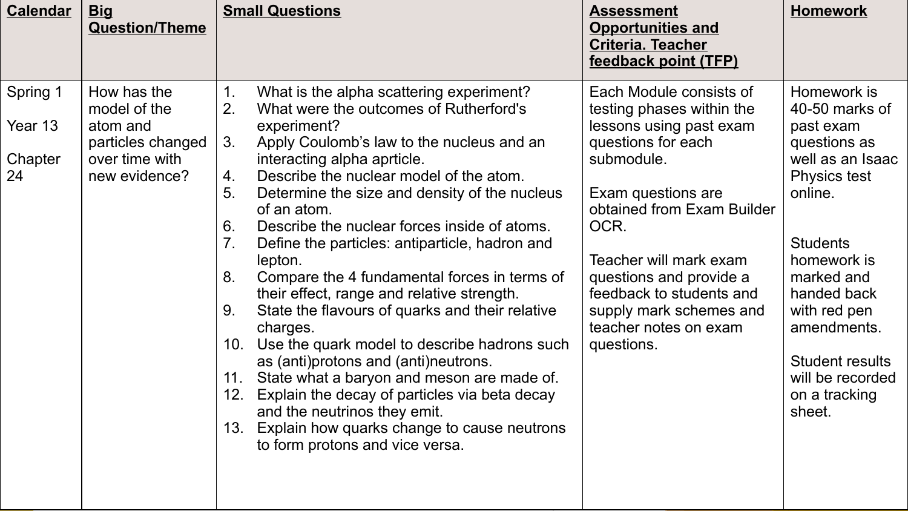| Calendar | Big Question/Theme | Small Questions | Assessment Opportunities and Criteria. Teacher feedback point (TFP) | Homework |
|---|---|---|---|---|
| Spring 1<br><br>Year 13<br><br>Chapter 24 | How has the model of the atom and particles changed over time with new evidence? | 1. What is the alpha scattering experiment?<br>2. What were the outcomes of Rutherford's experiment?<br>3. Apply Coulomb's law to the nucleus and an interacting alpha aprticle.<br>4. Describe the nuclear model of the atom.<br>5. Determine the size and density of the nucleus of an atom.<br>6. Describe the nuclear forces inside of atoms.<br>7. Define the particles: antiparticle, hadron and lepton.<br>8. Compare the 4 fundamental forces in terms of their effect, range and relative strength.<br>9. State the flavours of quarks and their relative charges.<br>10. Use the quark model to describe hadrons such as (anti)protons and (anti)neutrons.<br>11. State what a baryon and meson are made of.<br>12. Explain the decay of particles via beta decay and the neutrinos they emit.<br>13. Explain how quarks change to cause neutrons to form protons and vice versa. | Each Module consists of testing phases within the lessons using past exam questions for each submodule.<br><br>Exam questions are obtained from Exam Builder OCR.<br><br>Teacher will mark exam questions and provide a feedback to students and supply mark schemes and teacher notes on exam questions. | Homework is 40-50 marks of past exam questions as well as an Isaac Physics test online.<br><br>Students homework is marked and handed back with red pen amendments.<br><br>Student results will be recorded on a tracking sheet. |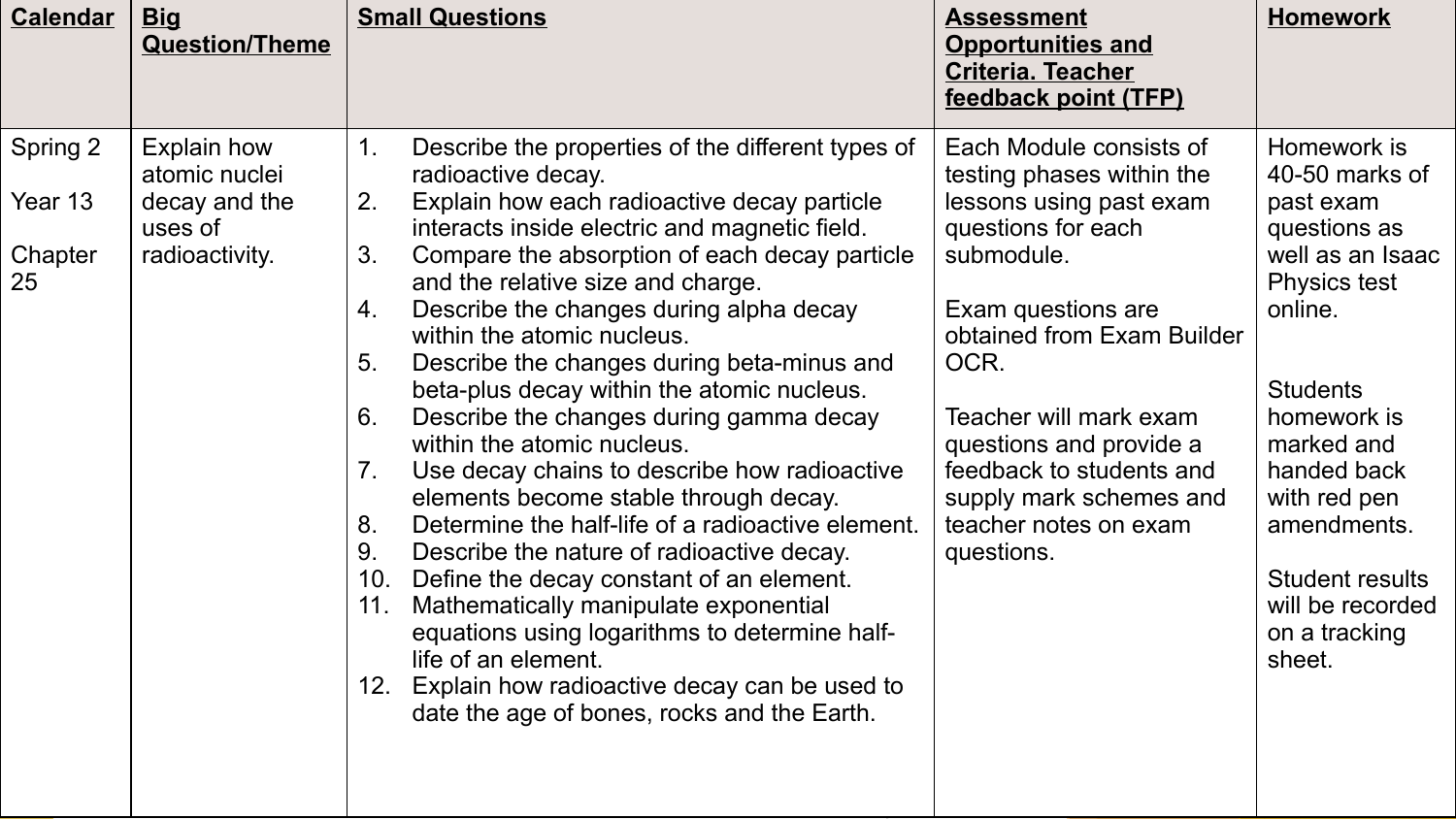| Calendar | Big Question/Theme | Small Questions | Assessment Opportunities and Criteria. Teacher feedback point (TFP) | Homework |
|---|---|---|---|---|
| Spring 2<br><br>Year 13<br><br>Chapter 25 | Explain how atomic nuclei decay and the uses of radioactivity. | 1. Describe the properties of the different types of radioactive decay.<br>2. Explain how each radioactive decay particle interacts inside electric and magnetic field.<br>3. Compare the absorption of each decay particle and the relative size and charge.<br>4. Describe the changes during alpha decay within the atomic nucleus.<br>5. Describe the changes during beta-minus and beta-plus decay within the atomic nucleus.<br>6. Describe the changes during gamma decay within the atomic nucleus.<br>7. Use decay chains to describe how radioactive elements become stable through decay.<br>8. Determine the half-life of a radioactive element.<br>9. Describe the nature of radioactive decay.<br>10. Define the decay constant of an element.<br>11. Mathematically manipulate exponential equations using logarithms to determine half-life of an element.<br>12. Explain how radioactive decay can be used to date the age of bones, rocks and the Earth. | Each Module consists of testing phases within the lessons using past exam questions for each submodule.<br><br>Exam questions are obtained from Exam Builder OCR.<br><br>Teacher will mark exam questions and provide a feedback to students and supply mark schemes and teacher notes on exam questions. | Homework is 40-50 marks of past exam questions as well as an Isaac Physics test online.<br><br>Students homework is marked and handed back with red pen amendments.<br><br>Student results will be recorded on a tracking sheet. |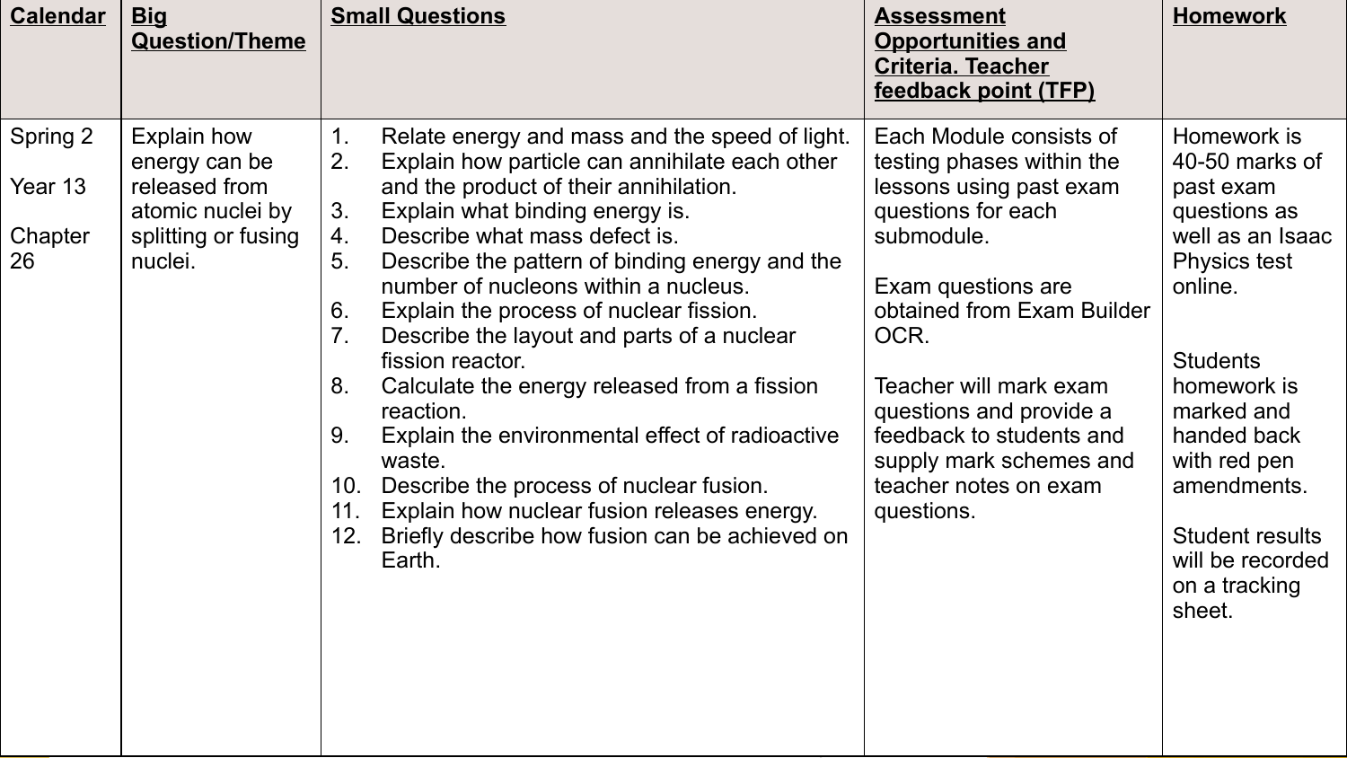| Calendar | Big Question/Theme | Small Questions | Assessment Opportunities and Criteria. Teacher feedback point (TFP) | Homework |
|---|---|---|---|---|
| Spring 2<br><br>Year 13<br><br>Chapter 26 | Explain how energy can be released from atomic nuclei by splitting or fusing nuclei. | 1. Relate energy and mass and the speed of light.<br>2. Explain how particle can annihilate each other and the product of their annihilation.<br>3. Explain what binding energy is.<br>4. Describe what mass defect is.<br>5. Describe the pattern of binding energy and the number of nucleons within a nucleus.<br>6. Explain the process of nuclear fission.<br>7. Describe the layout and parts of a nuclear fission reactor.<br>8. Calculate the energy released from a fission reaction.<br>9. Explain the environmental effect of radioactive waste.<br>10. Describe the process of nuclear fusion.<br>11. Explain how nuclear fusion releases energy.<br>12. Briefly describe how fusion can be achieved on Earth. | Each Module consists of testing phases within the lessons using past exam questions for each submodule.<br><br>Exam questions are obtained from Exam Builder OCR.<br><br>Teacher will mark exam questions and provide a feedback to students and supply mark schemes and teacher notes on exam questions. | Homework is 40-50 marks of past exam questions as well as an Isaac Physics test online.<br><br>Students homework is marked and handed back with red pen amendments.<br><br>Student results will be recorded on a tracking sheet. |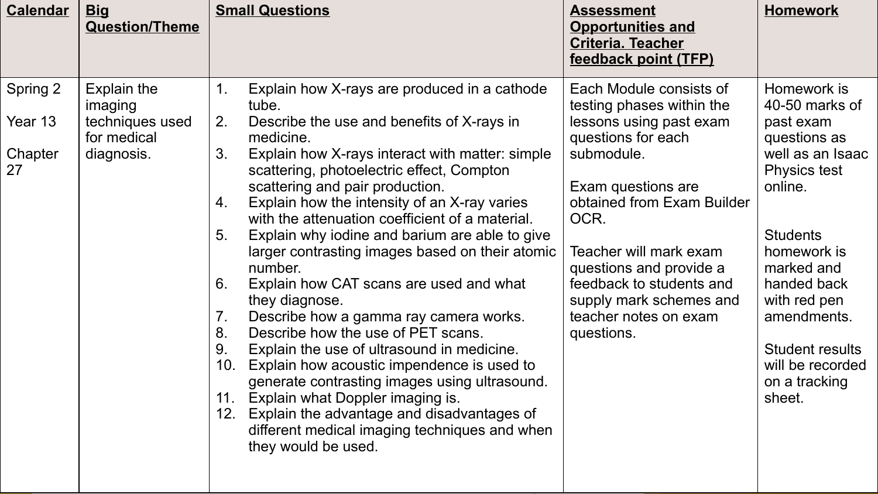| **Calendar** | **Big Question/Theme** | **Small Questions** | **Assessment Opportunities and Criteria. Teacher feedback point (TFP)** | **Homework** |
|---|---|---|---|---|
| Spring 2<br><br>Year 13<br><br>Chapter 27 | Explain the imaging techniques used for medical diagnosis. | 1. Explain how X-rays are produced in a cathode tube.<br>2. Describe the use and benefits of X-rays in medicine.<br>3. Explain how X-rays interact with matter: simple scattering, photoelectric effect, Compton scattering and pair production.<br>4. Explain how the intensity of an X-ray varies with the attenuation coefficient of a material.<br>5. Explain why iodine and barium are able to give larger contrasting images based on their atomic number.<br>6. Explain how CAT scans are used and what they diagnose.<br>7. Describe how a gamma ray camera works.<br>8. Describe how the use of PET scans.<br>9. Explain the use of ultrasound in medicine.<br>10. Explain how acoustic impendence is used to generate contrasting images using ultrasound.<br>11. Explain what Doppler imaging is.<br>12. Explain the advantage and disadvantages of different medical imaging techniques and when they would be used. | Each Module consists of testing phases within the lessons using past exam questions for each submodule.<br><br>Exam questions are obtained from Exam Builder OCR.<br><br>Teacher will mark exam questions and provide a feedback to students and supply mark schemes and teacher notes on exam questions. | Homework is 40-50 marks of past exam questions as well as an Isaac Physics test online.<br><br>Students homework is marked and handed back with red pen amendments.<br><br>Student results will be recorded on a tracking sheet. |